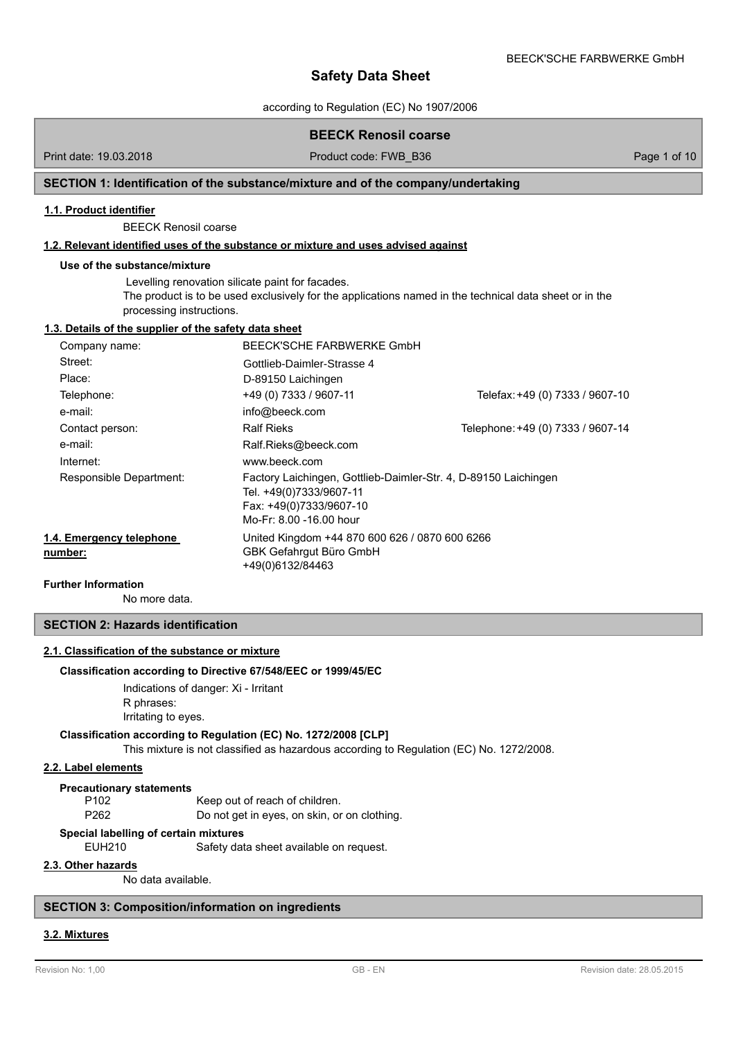# Safety Data Sheet

according to Regulation (EC) No 1907/2006

## BEECK Renosil coarse

Print date: 19.03.2018 | Product code: FWB_B36

## SECTION 1: Identification of the substance/mixture and of the company/undertaking

### 1.1. Product identifier

BEECK Renosil coarse

### 1.2. Relevant identified uses of the substance or mixture and uses advised against

**Use of the substance/mixture**

Levelling renovation silicate paint for facades.
The product is to be used exclusively for the applications named in the technical data sheet or in the processing instructions.

### 1.3. Details of the supplier of the safety data sheet

| | | |
|---|---|---|
| Company name: | BEECK'SCHE FARBWERKE GmbH | |
| Street: | Gottlieb-Daimler-Strasse 4 | |
| Place: | D-89150 Laichingen | |
| Telephone: | +49 (0) 7333 / 9607-11 | Telefax: +49 (0) 7333 / 9607-10 |
| e-mail: | info@beeck.com | |
| Contact person: | Ralf Rieks | Telephone: +49 (0) 7333 / 9607-14 |
| e-mail: | Ralf.Rieks@beeck.com | |
| Internet: | www.beeck.com | |
| Responsible Department: | Factory Laichingen, Gottlieb-Daimler-Str. 4, D-89150 Laichingen<br>Tel. +49(0)7333/9607-11<br>Fax: +49(0)7333/9607-10<br>Mo-Fr: 8.00 -16.00 hour | |

### 1.4. Emergency telephone number:

United Kingdom +44 870 600 626 / 0870 600 6266
GBK Gefahrgut Büro GmbH
+49(0)6132/84463

**Further Information**

No more data.

## SECTION 2: Hazards identification

### 2.1. Classification of the substance or mixture

**Classification according to Directive 67/548/EEC or 1999/45/EC**

Indications of danger: Xi - Irritant
R phrases:
Irritating to eyes.

**Classification according to Regulation (EC) No. 1272/2008 [CLP]**

This mixture is not classified as hazardous according to Regulation (EC) No. 1272/2008.

### 2.2. Label elements

**Precautionary statements**

| | |
|---|---|
| P102 | Keep out of reach of children. |
| P262 | Do not get in eyes, on skin, or on clothing. |

**Special labelling of certain mixtures**

| | |
|---|---|
| EUH210 | Safety data sheet available on request. |

### 2.3. Other hazards

No data available.

## SECTION 3: Composition/information on ingredients

### 3.2. Mixtures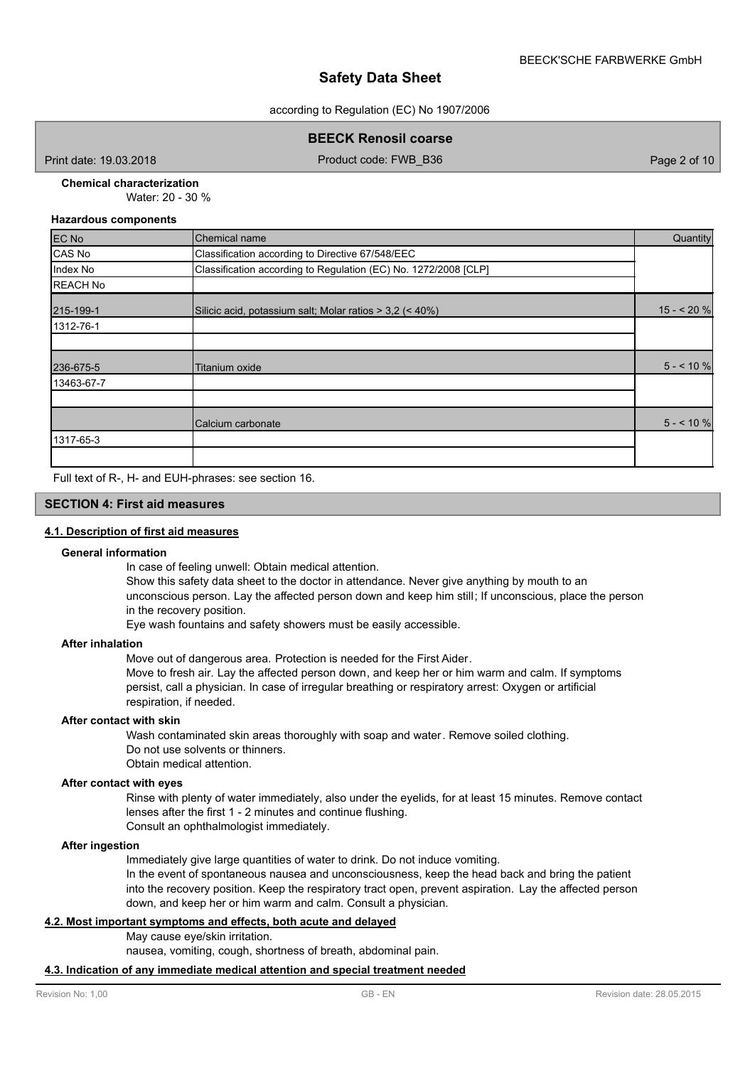**Chemical characterization**

Water: 20 - 30 %

**Hazardous components**

| EC No | Chemical name | Quantity |
|---|---|---|
| CAS No | Classification according to Directive 67/548/EEC | |
| Index No | Classification according to Regulation (EC) No. 1272/2008 [CLP] | |
| REACH No | | |
| 215-199-1 | Silicic acid, potassium salt; Molar ratios > 3,2 (< 40%) | 15 - < 20 % |
| 1312-76-1 | | |
| | | |
| 236-675-5 | Titanium oxide | 5 - < 10 % |
| 13463-67-7 | | |
| | | |
| | Calcium carbonate | 5 - < 10 % |
| 1317-65-3 | | |
| | | |

Full text of R-, H- and EUH-phrases: see section 16.

## SECTION 4: First aid measures

### 4.1. Description of first aid measures

**General information**

In case of feeling unwell: Obtain medical attention.
Show this safety data sheet to the doctor in attendance. Never give anything by mouth to an unconscious person. Lay the affected person down and keep him still; If unconscious, place the person in the recovery position.
Eye wash fountains and safety showers must be easily accessible.

**After inhalation**

Move out of dangerous area. Protection is needed for the First Aider.
Move to fresh air. Lay the affected person down, and keep her or him warm and calm. If symptoms persist, call a physician. In case of irregular breathing or respiratory arrest: Oxygen or artificial respiration, if needed.

**After contact with skin**

Wash contaminated skin areas thoroughly with soap and water. Remove soiled clothing.
Do not use solvents or thinners.
Obtain medical attention.

**After contact with eyes**

Rinse with plenty of water immediately, also under the eyelids, for at least 15 minutes. Remove contact lenses after the first 1 - 2 minutes and continue flushing.
Consult an ophthalmologist immediately.

**After ingestion**

Immediately give large quantities of water to drink. Do not induce vomiting.
In the event of spontaneous nausea and unconsciousness, keep the head back and bring the patient into the recovery position. Keep the respiratory tract open, prevent aspiration. Lay the affected person down, and keep her or him warm and calm. Consult a physician.

### 4.2. Most important symptoms and effects, both acute and delayed

May cause eye/skin irritation.
nausea, vomiting, cough, shortness of breath, abdominal pain.

### 4.3. Indication of any immediate medical attention and special treatment needed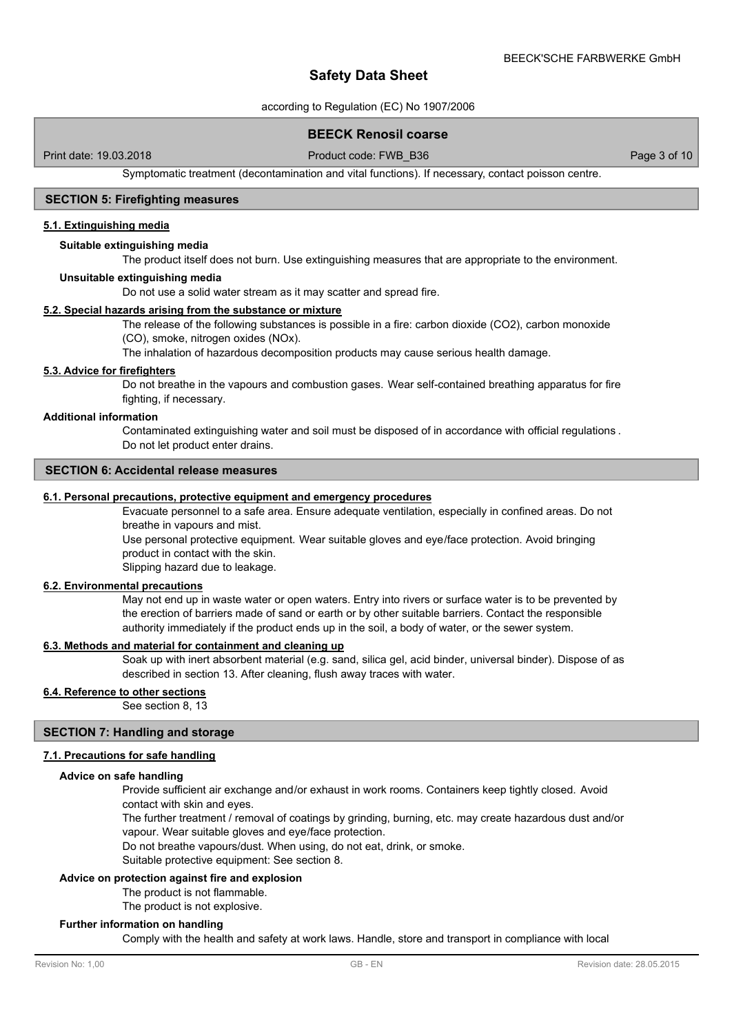Symptomatic treatment (decontamination and vital functions). If necessary, contact poisson centre.

## SECTION 5: Firefighting measures

### 5.1. Extinguishing media

**Suitable extinguishing media**

The product itself does not burn. Use extinguishing measures that are appropriate to the environment.

**Unsuitable extinguishing media**

Do not use a solid water stream as it may scatter and spread fire.

### 5.2. Special hazards arising from the substance or mixture

The release of the following substances is possible in a fire: carbon dioxide ($CO_2$), carbon monoxide (CO), smoke, nitrogen oxides ($NO_x$).

The inhalation of hazardous decomposition products may cause serious health damage.

### 5.3. Advice for firefighters

Do not breathe in the vapours and combustion gases. Wear self-contained breathing apparatus for fire fighting, if necessary.

**Additional information**

Contaminated extinguishing water and soil must be disposed of in accordance with official regulations . Do not let product enter drains.

## SECTION 6: Accidental release measures

### 6.1. Personal precautions, protective equipment and emergency procedures

Evacuate personnel to a safe area. Ensure adequate ventilation, especially in confined areas. Do not breathe in vapours and mist.

Use personal protective equipment. Wear suitable gloves and eye/face protection. Avoid bringing product in contact with the skin.

Slipping hazard due to leakage.

### 6.2. Environmental precautions

May not end up in waste water or open waters. Entry into rivers or surface water is to be prevented by the erection of barriers made of sand or earth or by other suitable barriers. Contact the responsible authority immediately if the product ends up in the soil, a body of water, or the sewer system.

### 6.3. Methods and material for containment and cleaning up

Soak up with inert absorbent material (e.g. sand, silica gel, acid binder, universal binder). Dispose of as described in section 13. After cleaning, flush away traces with water.

### 6.4. Reference to other sections

See section 8, 13

## SECTION 7: Handling and storage

### 7.1. Precautions for safe handling

**Advice on safe handling**

Provide sufficient air exchange and/or exhaust in work rooms. Containers keep tightly closed. Avoid contact with skin and eyes.

The further treatment / removal of coatings by grinding, burning, etc. may create hazardous dust and/or vapour. Wear suitable gloves and eye/face protection.

Do not breathe vapours/dust. When using, do not eat, drink, or smoke.

Suitable protective equipment: See section 8.

**Advice on protection against fire and explosion**

The product is not flammable.

The product is not explosive.

**Further information on handling**

Comply with the health and safety at work laws. Handle, store and transport in compliance with local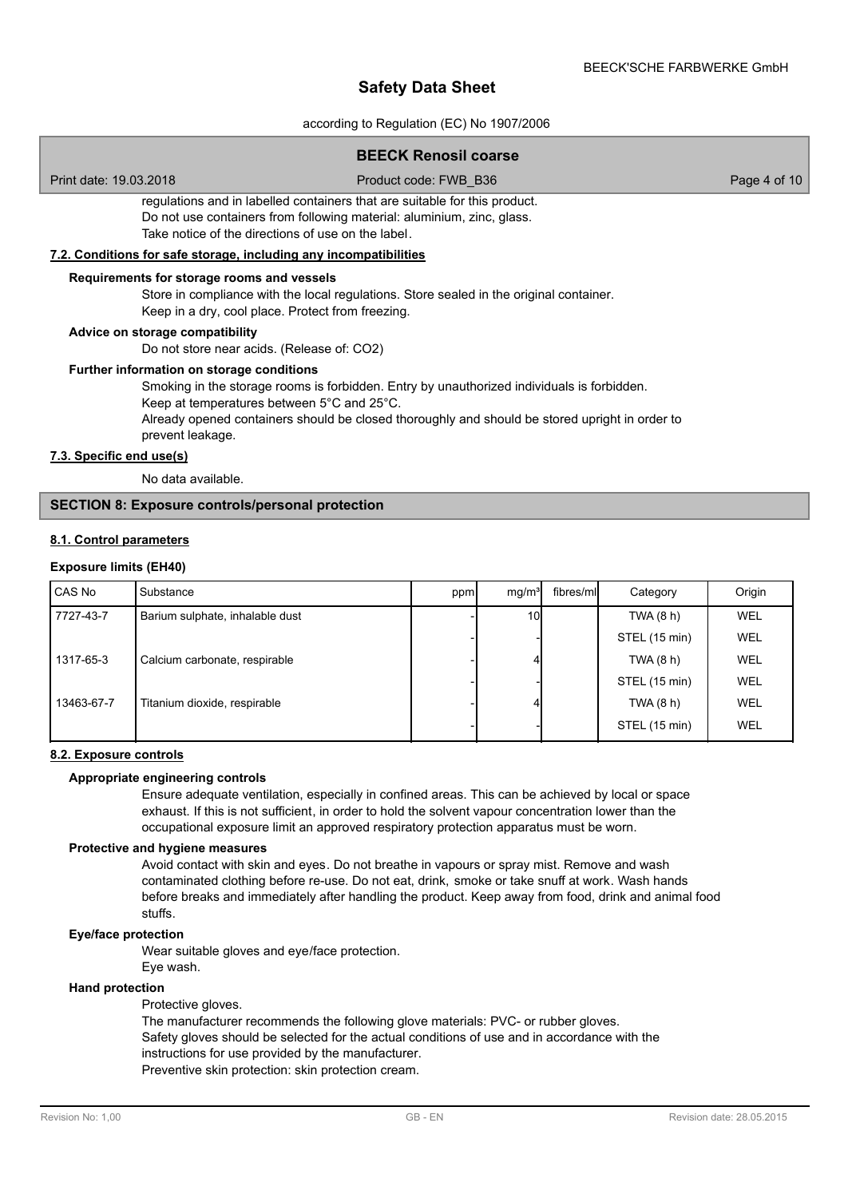regulations and in labelled containers that are suitable for this product.
Do not use containers from following material: aluminium, zinc, glass.
Take notice of the directions of use on the label.

### 7.2. Conditions for safe storage, including any incompatibilities

**Requirements for storage rooms and vessels**

Store in compliance with the local regulations. Store sealed in the original container.
Keep in a dry, cool place. Protect from freezing.

**Advice on storage compatibility**

Do not store near acids. (Release of: $CO_2$)

**Further information on storage conditions**

Smoking in the storage rooms is forbidden. Entry by unauthorized individuals is forbidden.
Keep at temperatures between 5°C and 25°C.
Already opened containers should be closed thoroughly and should be stored upright in order to prevent leakage.

### 7.3. Specific end use(s)

No data available.

## SECTION 8: Exposure controls/personal protection

### 8.1. Control parameters

**Exposure limits (EH40)**

| CAS No | Substance | ppm | mg/m³ | fibres/ml | Category | Origin |
|---|---|---|---|---|---|---|
| 7727-43-7 | Barium sulphate, inhalable dust | - | 10 | | TWA (8 h) | WEL |
| | | - | - | | STEL (15 min) | WEL |
| 1317-65-3 | Calcium carbonate, respirable | - | 4 | | TWA (8 h) | WEL |
| | | - | - | | STEL (15 min) | WEL |
| 13463-67-7 | Titanium dioxide, respirable | - | 4 | | TWA (8 h) | WEL |
| | | - | - | | STEL (15 min) | WEL |

### 8.2. Exposure controls

**Appropriate engineering controls**

Ensure adequate ventilation, especially in confined areas. This can be achieved by local or space exhaust. If this is not sufficient, in order to hold the solvent vapour concentration lower than the occupational exposure limit an approved respiratory protection apparatus must be worn.

**Protective and hygiene measures**

Avoid contact with skin and eyes. Do not breathe in vapours or spray mist. Remove and wash contaminated clothing before re-use. Do not eat, drink, smoke or take snuff at work. Wash hands before breaks and immediately after handling the product. Keep away from food, drink and animal food stuffs.

**Eye/face protection**

Wear suitable gloves and eye/face protection.
Eye wash.

**Hand protection**

Protective gloves.
The manufacturer recommends the following glove materials: PVC- or rubber gloves.
Safety gloves should be selected for the actual conditions of use and in accordance with the instructions for use provided by the manufacturer.
Preventive skin protection: skin protection cream.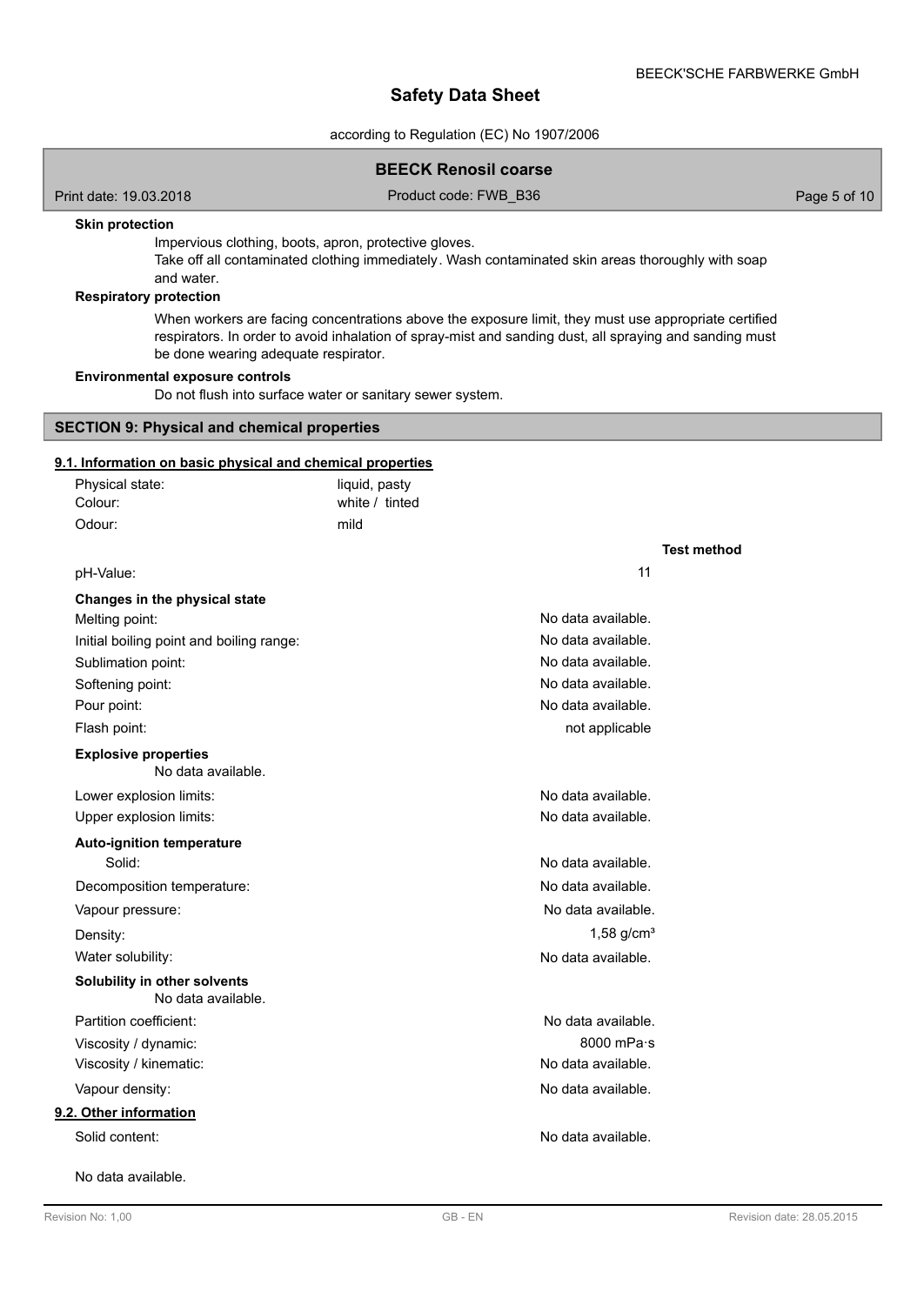**Skin protection**

Impervious clothing, boots, apron, protective gloves.
Take off all contaminated clothing immediately. Wash contaminated skin areas thoroughly with soap and water.

**Respiratory protection**

When workers are facing concentrations above the exposure limit, they must use appropriate certified respirators. In order to avoid inhalation of spray-mist and sanding dust, all spraying and sanding must be done wearing adequate respirator.

**Environmental exposure controls**

Do not flush into surface water or sanitary sewer system.

## SECTION 9: Physical and chemical properties

### 9.1. Information on basic physical and chemical properties

| | |
|---|---|
| Physical state: | liquid, pasty |
| Colour: | white / tinted |
| Odour: | mild |

| | | Test method |
|---|---|---|
| pH-Value: | 11 | |
| **Changes in the physical state** | | |
| Melting point: | No data available. | |
| Initial boiling point and boiling range: | No data available. | |
| Sublimation point: | No data available. | |
| Softening point: | No data available. | |
| Pour point: | No data available. | |
| Flash point: | not applicable | |

**Explosive properties**

No data available.

| | | |
|---|---|---|
| Lower explosion limits: | No data available. | |
| Upper explosion limits: | No data available. | |
| **Auto-ignition temperature** | | |
| Solid: | No data available. | |
| Decomposition temperature: | No data available. | |
| Vapour pressure: | No data available. | |
| Density: | 1,58 g/cm³ | |
| Water solubility: | No data available. | |

**Solubility in other solvents**

No data available.

| | | |
|---|---|---|
| Partition coefficient: | No data available. | |
| Viscosity / dynamic: | 8000 mPa·s | |
| Viscosity / kinematic: | No data available. | |
| Vapour density: | No data available. | |

### 9.2. Other information

| | |
|---|---|
| Solid content: | No data available. |

No data available.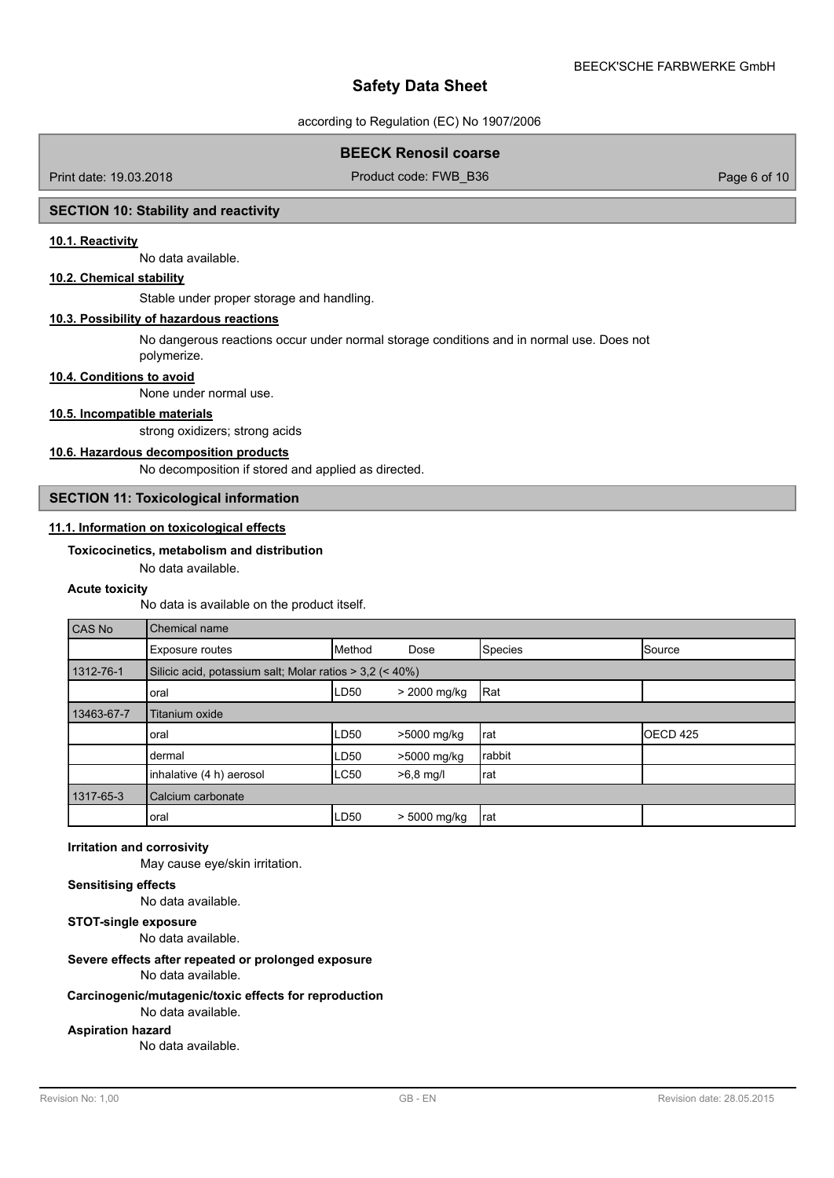## SECTION 10: Stability and reactivity

### 10.1. Reactivity

No data available.

### 10.2. Chemical stability

Stable under proper storage and handling.

### 10.3. Possibility of hazardous reactions

No dangerous reactions occur under normal storage conditions and in normal use. Does not polymerize.

### 10.4. Conditions to avoid

None under normal use.

### 10.5. Incompatible materials

strong oxidizers; strong acids

### 10.6. Hazardous decomposition products

No decomposition if stored and applied as directed.

## SECTION 11: Toxicological information

### 11.1. Information on toxicological effects

**Toxicocinetics, metabolism and distribution**

No data available.

**Acute toxicity**

No data is available on the product itself.

| CAS No | Chemical name | | | | |
|---|---|---|---|---|---|
| | Exposure routes | Method | Dose | Species | Source |
| 1312-76-1 | Silicic acid, potassium salt; Molar ratios > 3,2 (< 40%) | | | | |
| | oral | LD50 | > 2000 mg/kg | Rat | |
| 13463-67-7 | Titanium oxide | | | | |
| | oral | LD50 | >5000 mg/kg | rat | OECD 425 |
| | dermal | LD50 | >5000 mg/kg | rabbit | |
| | inhalative (4 h) aerosol | LC50 | >6,8 mg/l | rat | |
| 1317-65-3 | Calcium carbonate | | | | |
| | oral | LD50 | > 5000 mg/kg | rat | |

**Irritation and corrosivity**

May cause eye/skin irritation.

**Sensitising effects**

No data available.

**STOT-single exposure**

No data available.

**Severe effects after repeated or prolonged exposure**

No data available.

**Carcinogenic/mutagenic/toxic effects for reproduction**

No data available.

**Aspiration hazard**

No data available.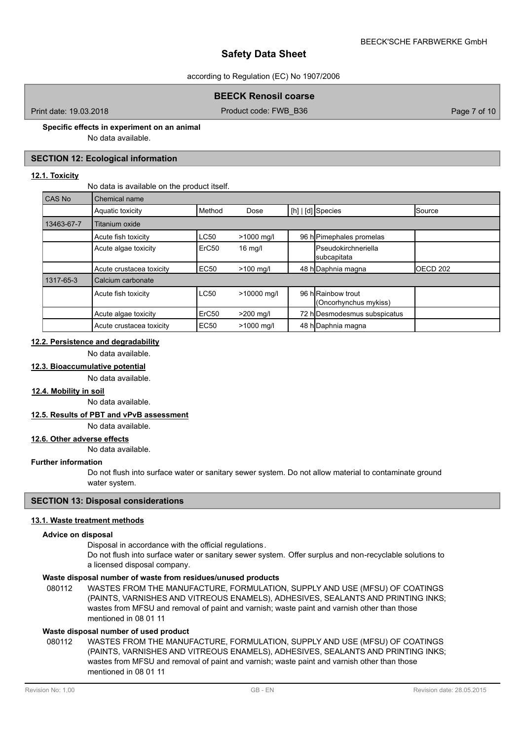**Specific effects in experiment on an animal**

No data available.

## SECTION 12: Ecological information

### 12.1. Toxicity

No data is available on the product itself.

| CAS No | Chemical name | | | | | |
|---|---|---|---|---|---|---|
| | Aquatic toxicity | Method | Dose | [h] \| [d] | Species | Source |
| 13463-67-7 | Titanium oxide | | | | | |
| | Acute fish toxicity | LC50 | >1000 mg/l | 96 h | Pimephales promelas | |
| | Acute algae toxicity | ErC50 | 16 mg/l | | Pseudokirchneriella subcapitata | |
| | Acute crustacea toxicity | EC50 | >100 mg/l | 48 h | Daphnia magna | OECD 202 |
| 1317-65-3 | Calcium carbonate | | | | | |
| | Acute fish toxicity | LC50 | >10000 mg/l | 96 h | Rainbow trout (Oncorhynchus mykiss) | |
| | Acute algae toxicity | ErC50 | >200 mg/l | 72 h | Desmodesmus subspicatus | |
| | Acute crustacea toxicity | EC50 | >1000 mg/l | 48 h | Daphnia magna | |

### 12.2. Persistence and degradability

No data available.

### 12.3. Bioaccumulative potential

No data available.

### 12.4. Mobility in soil

No data available.

### 12.5. Results of PBT and vPvB assessment

No data available.

### 12.6. Other adverse effects

No data available.

**Further information**

Do not flush into surface water or sanitary sewer system. Do not allow material to contaminate ground water system.

## SECTION 13: Disposal considerations

### 13.1. Waste treatment methods

**Advice on disposal**

Disposal in accordance with the official regulations.

Do not flush into surface water or sanitary sewer system. Offer surplus and non-recyclable solutions to a licensed disposal company.

**Waste disposal number of waste from residues/unused products**

080112 WASTES FROM THE MANUFACTURE, FORMULATION, SUPPLY AND USE (MFSU) OF COATINGS (PAINTS, VARNISHES AND VITREOUS ENAMELS), ADHESIVES, SEALANTS AND PRINTING INKS; wastes from MFSU and removal of paint and varnish; waste paint and varnish other than those mentioned in 08 01 11

**Waste disposal number of used product**

080112 WASTES FROM THE MANUFACTURE, FORMULATION, SUPPLY AND USE (MFSU) OF COATINGS (PAINTS, VARNISHES AND VITREOUS ENAMELS), ADHESIVES, SEALANTS AND PRINTING INKS; wastes from MFSU and removal of paint and varnish; waste paint and varnish other than those mentioned in 08 01 11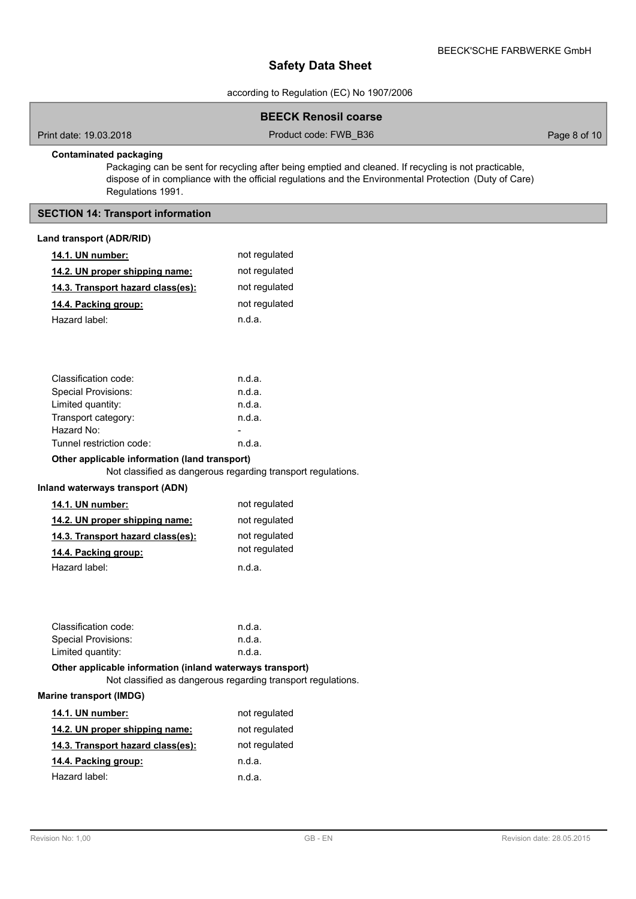**Contaminated packaging**

Packaging can be sent for recycling after being emptied and cleaned. If recycling is not practicable, dispose of in compliance with the official regulations and the Environmental Protection (Duty of Care) Regulations 1991.

## SECTION 14: Transport information

**Land transport (ADR/RID)**

| | |
|---|---|
| **14.1. UN number:** | not regulated |
| **14.2. UN proper shipping name:** | not regulated |
| **14.3. Transport hazard class(es):** | not regulated |
| **14.4. Packing group:** | not regulated |
| Hazard label: | n.d.a. |

| | |
|---|---|
| Classification code: | n.d.a. |
| Special Provisions: | n.d.a. |
| Limited quantity: | n.d.a. |
| Transport category: | n.d.a. |
| Hazard No: | - |
| Tunnel restriction code: | n.d.a. |

**Other applicable information (land transport)**

Not classified as dangerous regarding transport regulations.

**Inland waterways transport (ADN)**

| | |
|---|---|
| **14.1. UN number:** | not regulated |
| **14.2. UN proper shipping name:** | not regulated |
| **14.3. Transport hazard class(es):** | not regulated |
| **14.4. Packing group:** | not regulated |
| Hazard label: | n.d.a. |

| | |
|---|---|
| Classification code: | n.d.a. |
| Special Provisions: | n.d.a. |
| Limited quantity: | n.d.a. |

**Other applicable information (inland waterways transport)**

Not classified as dangerous regarding transport regulations.

**Marine transport (IMDG)**

| | |
|---|---|
| **14.1. UN number:** | not regulated |
| **14.2. UN proper shipping name:** | not regulated |
| **14.3. Transport hazard class(es):** | not regulated |
| **14.4. Packing group:** | n.d.a. |
| Hazard label: | n.d.a. |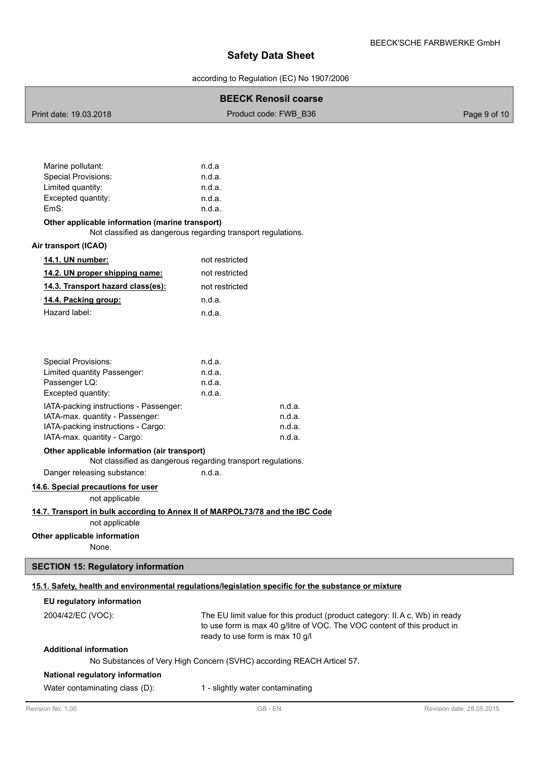| | |
|---|---|
| Marine pollutant: | n.d.a |
| Special Provisions: | n.d.a. |
| Limited quantity: | n.d.a. |
| Excepted quantity: | n.d.a. |
| EmS: | n.d.a. |

**Other applicable information (marine transport)**

Not classified as dangerous regarding transport regulations.

**Air transport (ICAO)**

| | |
|---|---|
| **14.1. UN number:** | not restricted |
| **14.2. UN proper shipping name:** | not restricted |
| **14.3. Transport hazard class(es):** | not restricted |
| **14.4. Packing group:** | n.d.a. |
| Hazard label: | n.d.a. |

| | |
|---|---|
| Special Provisions: | n.d.a. |
| Limited quantity Passenger: | n.d.a. |
| Passenger LQ: | n.d.a. |
| Excepted quantity: | n.d.a. |
| IATA-packing instructions - Passenger: | n.d.a. |
| IATA-max. quantity - Passenger: | n.d.a. |
| IATA-packing instructions - Cargo: | n.d.a. |
| IATA-max. quantity - Cargo: | n.d.a. |

**Other applicable information (air transport)**

Not classified as dangerous regarding transport regulations.

Danger releasing substance: n.d.a.

**14.6. Special precautions for user**

not applicable

**14.7. Transport in bulk according to Annex II of MARPOL73/78 and the IBC Code**

not applicable

**Other applicable information**

None.

## SECTION 15: Regulatory information

**15.1. Safety, health and environmental regulations/legislation specific for the substance or mixture**

**EU regulatory information**

2004/42/EC (VOC): The EU limit value for this product (product category: II.A c, Wb) in ready to use form is max 40 g/litre of VOC. The VOC content of this product in ready to use form is max 10 g/l

**Additional information**

No Substances of Very High Concern (SVHC) according REACH Articel 57.

**National regulatory information**

Water contaminating class (D): 1 - slightly water contaminating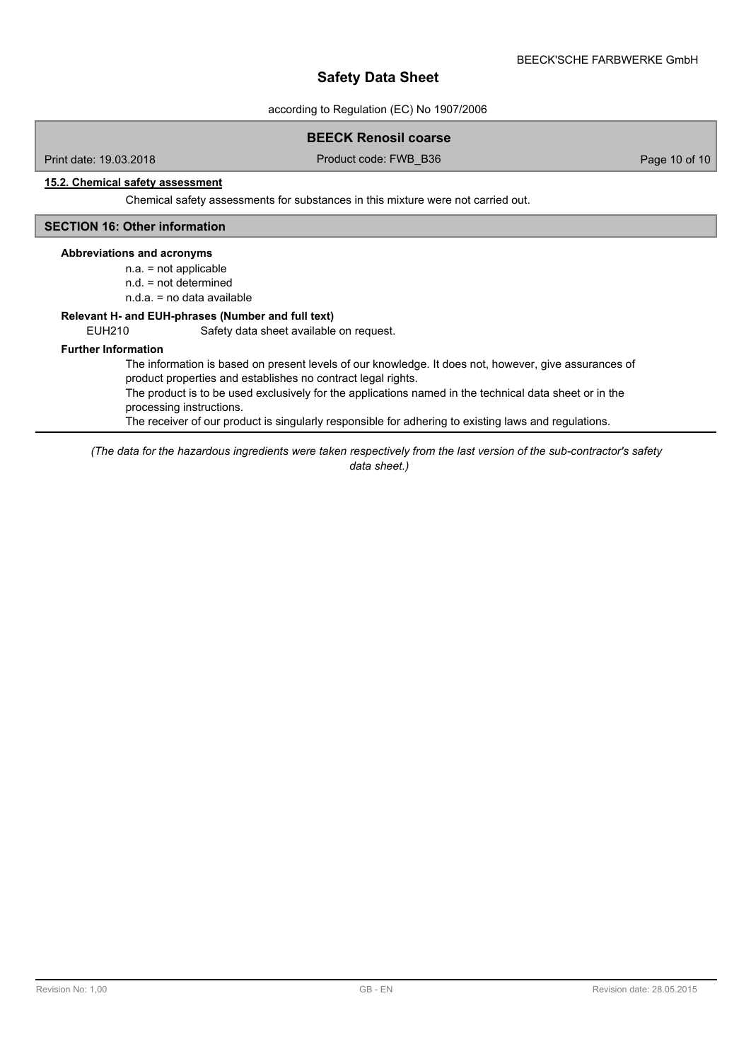### 15.2. Chemical safety assessment

Chemical safety assessments for substances in this mixture were not carried out.

## SECTION 16: Other information

**Abbreviations and acronyms**

n.a. = not applicable
n.d. = not determined
n.d.a. = no data available

**Relevant H- and EUH-phrases (Number and full text)**

EUH210 Safety data sheet available on request.

**Further Information**

The information is based on present levels of our knowledge. It does not, however, give assurances of product properties and establishes no contract legal rights.
The product is to be used exclusively for the applications named in the technical data sheet or in the processing instructions.
The receiver of our product is singularly responsible for adhering to existing laws and regulations.

*(The data for the hazardous ingredients were taken respectively from the last version of the sub-contractor's safety data sheet.)*